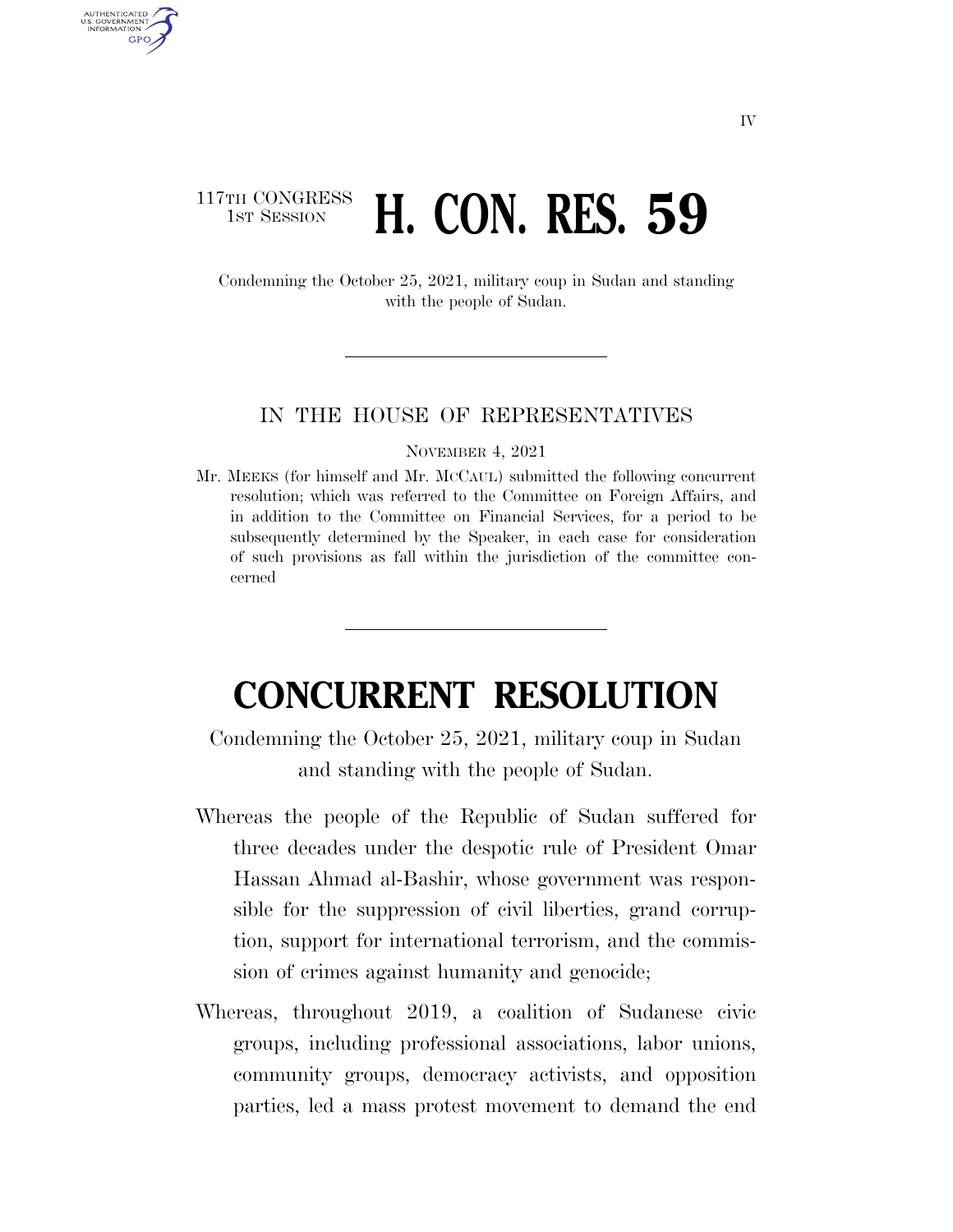117TH CONGRESS
1ST SESSION

# H. CON. RES. 59

Condemning the October 25, 2021, military coup in Sudan and standing with the people of Sudan.

IN THE HOUSE OF REPRESENTATIVES

NOVEMBER 4, 2021

Mr. MEEKS (for himself and Mr. MCCAUL) submitted the following concurrent resolution; which was referred to the Committee on Foreign Affairs, and in addition to the Committee on Financial Services, for a period to be subsequently determined by the Speaker, in each case for consideration of such provisions as fall within the jurisdiction of the committee concerned

# CONCURRENT RESOLUTION

Condemning the October 25, 2021, military coup in Sudan and standing with the people of Sudan.

Whereas the people of the Republic of Sudan suffered for three decades under the despotic rule of President Omar Hassan Ahmad al-Bashir, whose government was responsible for the suppression of civil liberties, grand corruption, support for international terrorism, and the commission of crimes against humanity and genocide;

Whereas, throughout 2019, a coalition of Sudanese civic groups, including professional associations, labor unions, community groups, democracy activists, and opposition parties, led a mass protest movement to demand the end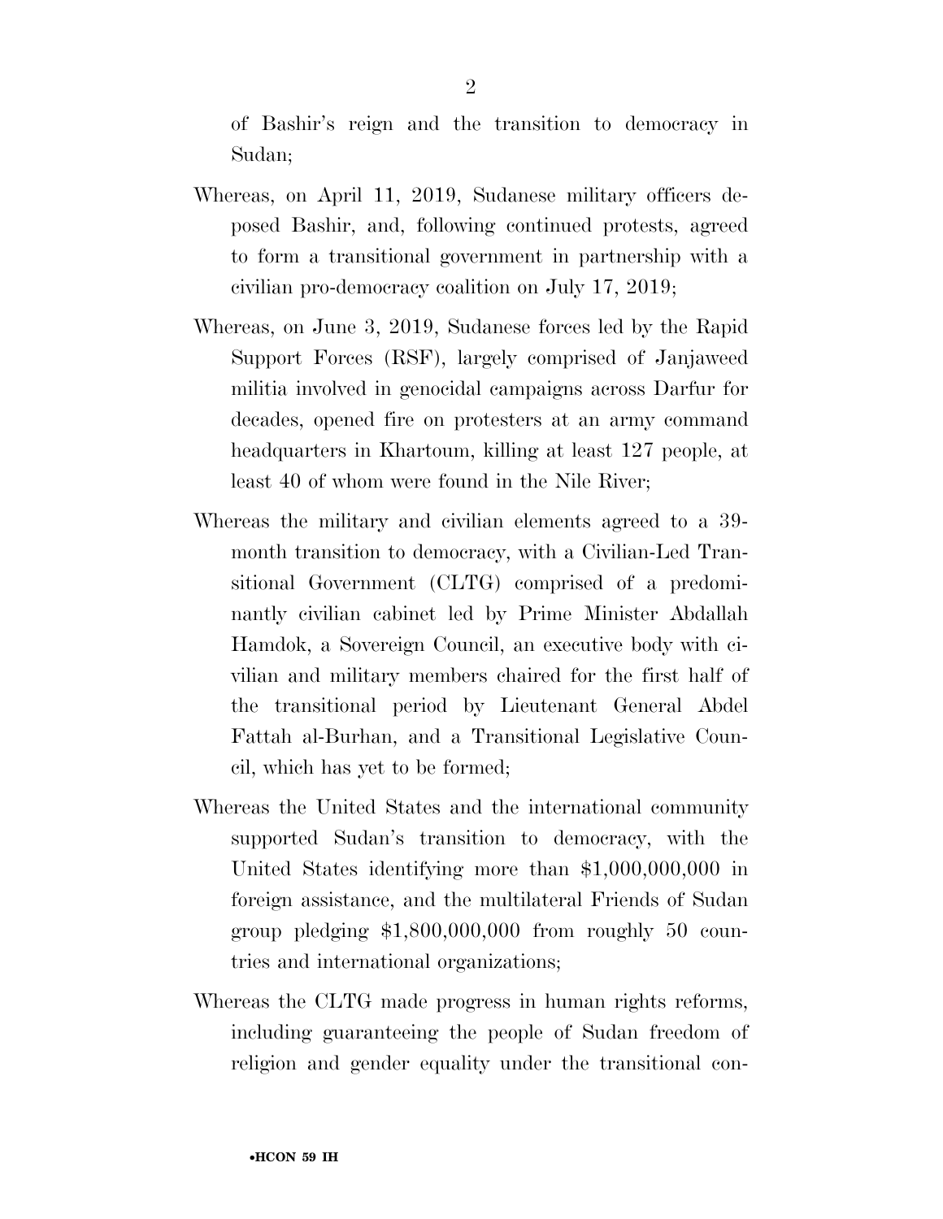of Bashir's reign and the transition to democracy in Sudan;

Whereas, on April 11, 2019, Sudanese military officers deposed Bashir, and, following continued protests, agreed to form a transitional government in partnership with a civilian pro-democracy coalition on July 17, 2019;

Whereas, on June 3, 2019, Sudanese forces led by the Rapid Support Forces (RSF), largely comprised of Janjaweed militia involved in genocidal campaigns across Darfur for decades, opened fire on protesters at an army command headquarters in Khartoum, killing at least 127 people, at least 40 of whom were found in the Nile River;

Whereas the military and civilian elements agreed to a 39-month transition to democracy, with a Civilian-Led Transitional Government (CLTG) comprised of a predominantly civilian cabinet led by Prime Minister Abdallah Hamdok, a Sovereign Council, an executive body with civilian and military members chaired for the first half of the transitional period by Lieutenant General Abdel Fattah al-Burhan, and a Transitional Legislative Council, which has yet to be formed;

Whereas the United States and the international community supported Sudan's transition to democracy, with the United States identifying more than $1,000,000,000 in foreign assistance, and the multilateral Friends of Sudan group pledging $1,800,000,000 from roughly 50 countries and international organizations;

Whereas the CLTG made progress in human rights reforms, including guaranteeing the people of Sudan freedom of religion and gender equality under the transitional con-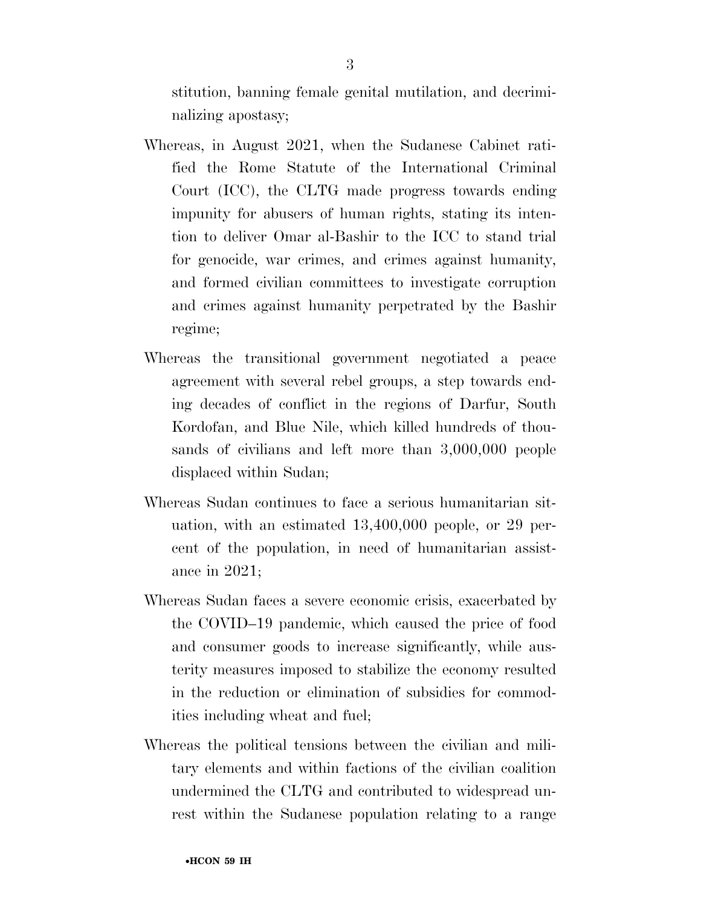stitution, banning female genital mutilation, and decriminalizing apostasy;

Whereas, in August 2021, when the Sudanese Cabinet ratified the Rome Statute of the International Criminal Court (ICC), the CLTG made progress towards ending impunity for abusers of human rights, stating its intention to deliver Omar al-Bashir to the ICC to stand trial for genocide, war crimes, and crimes against humanity, and formed civilian committees to investigate corruption and crimes against humanity perpetrated by the Bashir regime;

Whereas the transitional government negotiated a peace agreement with several rebel groups, a step towards ending decades of conflict in the regions of Darfur, South Kordofan, and Blue Nile, which killed hundreds of thousands of civilians and left more than 3,000,000 people displaced within Sudan;

Whereas Sudan continues to face a serious humanitarian situation, with an estimated 13,400,000 people, or 29 percent of the population, in need of humanitarian assistance in 2021;

Whereas Sudan faces a severe economic crisis, exacerbated by the COVID–19 pandemic, which caused the price of food and consumer goods to increase significantly, while austerity measures imposed to stabilize the economy resulted in the reduction or elimination of subsidies for commodities including wheat and fuel;

Whereas the political tensions between the civilian and military elements and within factions of the civilian coalition undermined the CLTG and contributed to widespread unrest within the Sudanese population relating to a range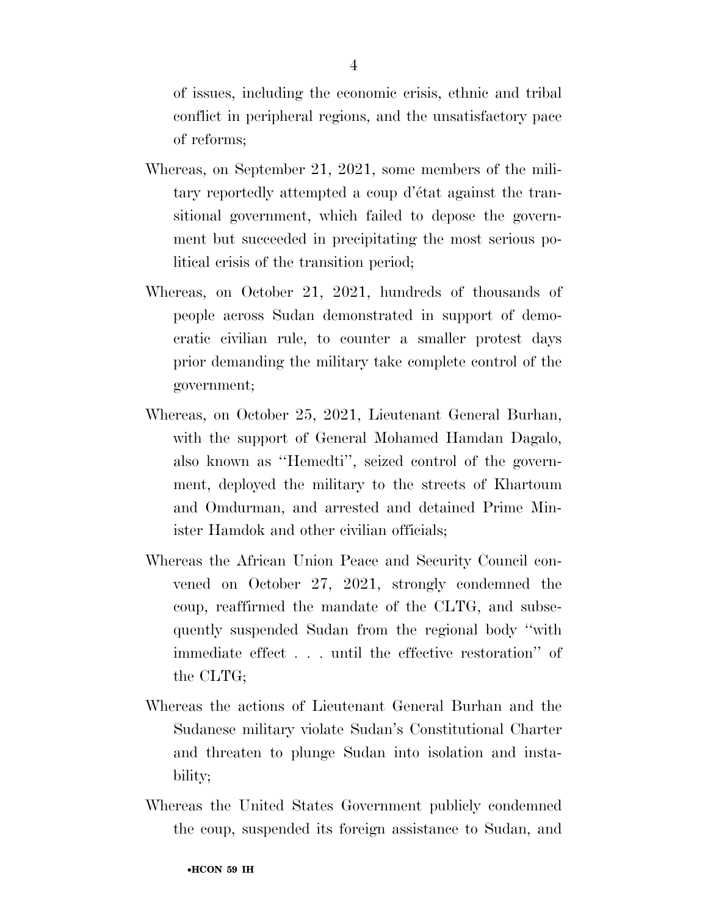of issues, including the economic crisis, ethnic and tribal conflict in peripheral regions, and the unsatisfactory pace of reforms;

Whereas, on September 21, 2021, some members of the military reportedly attempted a coup d'état against the transitional government, which failed to depose the government but succeeded in precipitating the most serious political crisis of the transition period;

Whereas, on October 21, 2021, hundreds of thousands of people across Sudan demonstrated in support of democratic civilian rule, to counter a smaller protest days prior demanding the military take complete control of the government;

Whereas, on October 25, 2021, Lieutenant General Burhan, with the support of General Mohamed Hamdan Dagalo, also known as "Hemedti", seized control of the government, deployed the military to the streets of Khartoum and Omdurman, and arrested and detained Prime Minister Hamdok and other civilian officials;

Whereas the African Union Peace and Security Council convened on October 27, 2021, strongly condemned the coup, reaffirmed the mandate of the CLTG, and subsequently suspended Sudan from the regional body "with immediate effect . . . until the effective restoration" of the CLTG;

Whereas the actions of Lieutenant General Burhan and the Sudanese military violate Sudan's Constitutional Charter and threaten to plunge Sudan into isolation and instability;

Whereas the United States Government publicly condemned the coup, suspended its foreign assistance to Sudan, and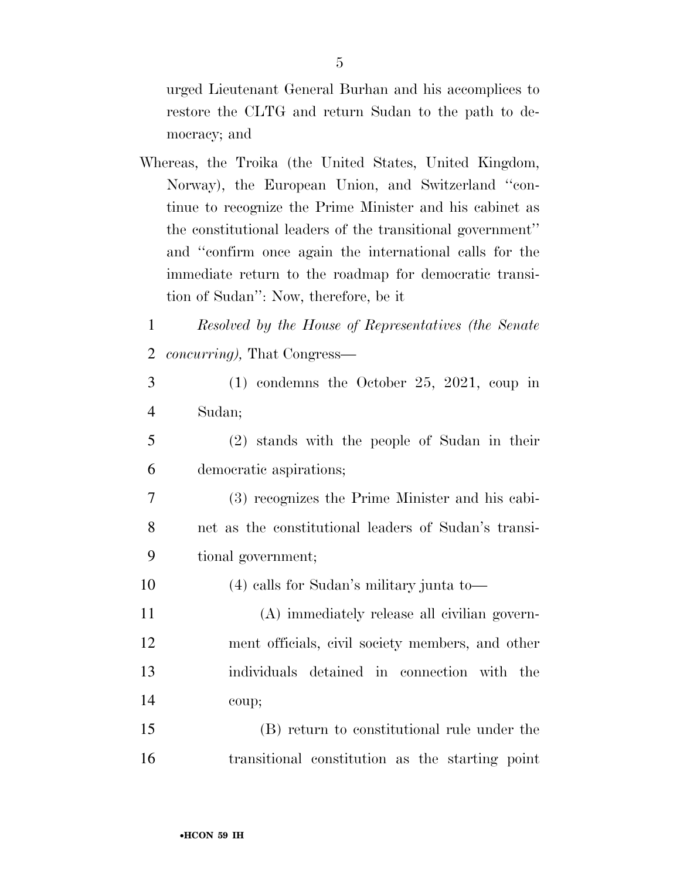urged Lieutenant General Burhan and his accomplices to restore the CLTG and return Sudan to the path to democracy; and

Whereas, the Troika (the United States, United Kingdom, Norway), the European Union, and Switzerland "continue to recognize the Prime Minister and his cabinet as the constitutional leaders of the transitional government" and "confirm once again the international calls for the immediate return to the roadmap for democratic transition of Sudan": Now, therefore, be it

*Resolved by the House of Representatives (the Senate concurring),* That Congress—

(1) condemns the October 25, 2021, coup in Sudan;

(2) stands with the people of Sudan in their democratic aspirations;

(3) recognizes the Prime Minister and his cabinet as the constitutional leaders of Sudan's transitional government;

(4) calls for Sudan's military junta to—

(A) immediately release all civilian government officials, civil society members, and other individuals detained in connection with the coup;

(B) return to constitutional rule under the transitional constitution as the starting point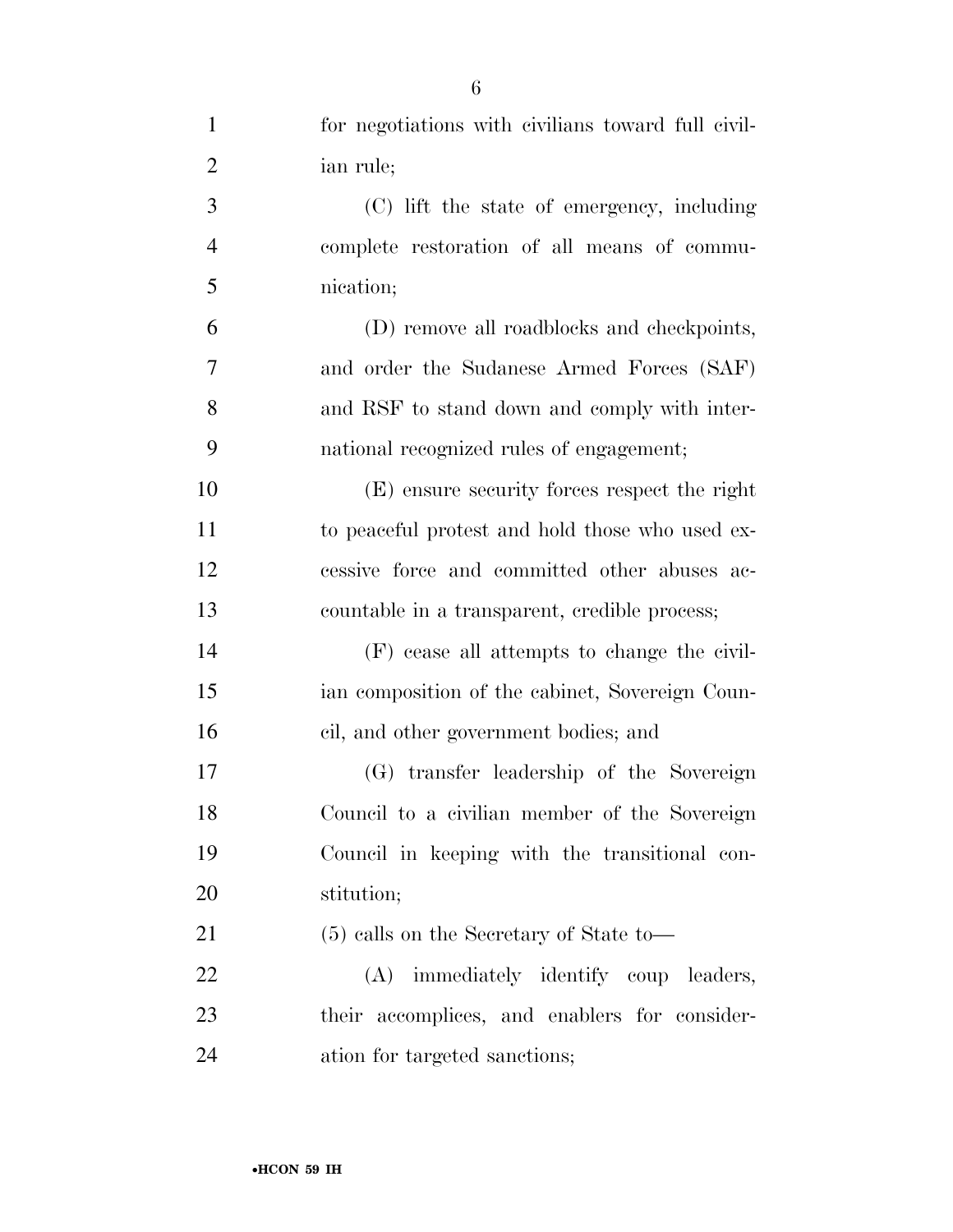for negotiations with civilians toward full civilian rule;

(C) lift the state of emergency, including complete restoration of all means of communication;

(D) remove all roadblocks and checkpoints, and order the Sudanese Armed Forces (SAF) and RSF to stand down and comply with international recognized rules of engagement;

(E) ensure security forces respect the right to peaceful protest and hold those who used excessive force and committed other abuses accountable in a transparent, credible process;

(F) cease all attempts to change the civilian composition of the cabinet, Sovereign Council, and other government bodies; and

(G) transfer leadership of the Sovereign Council to a civilian member of the Sovereign Council in keeping with the transitional constitution;

(5) calls on the Secretary of State to—

(A) immediately identify coup leaders, their accomplices, and enablers for consideration for targeted sanctions;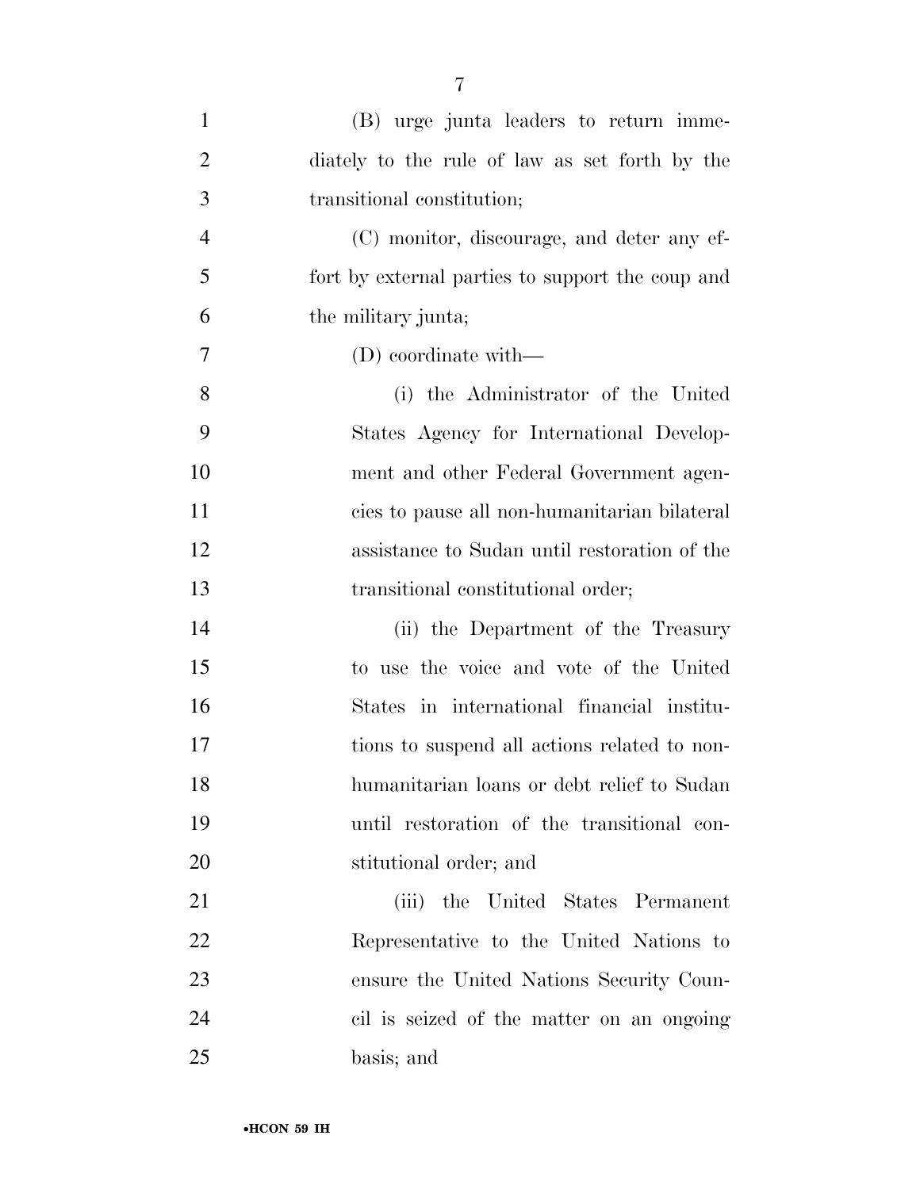(B) urge junta leaders to return immediately to the rule of law as set forth by the transitional constitution;

(C) monitor, discourage, and deter any effort by external parties to support the coup and the military junta;

(D) coordinate with—

(i) the Administrator of the United States Agency for International Development and other Federal Government agencies to pause all non-humanitarian bilateral assistance to Sudan until restoration of the transitional constitutional order;

(ii) the Department of the Treasury to use the voice and vote of the United States in international financial institutions to suspend all actions related to non-humanitarian loans or debt relief to Sudan until restoration of the transitional constitutional order; and

(iii) the United States Permanent Representative to the United Nations to ensure the United Nations Security Council is seized of the matter on an ongoing basis; and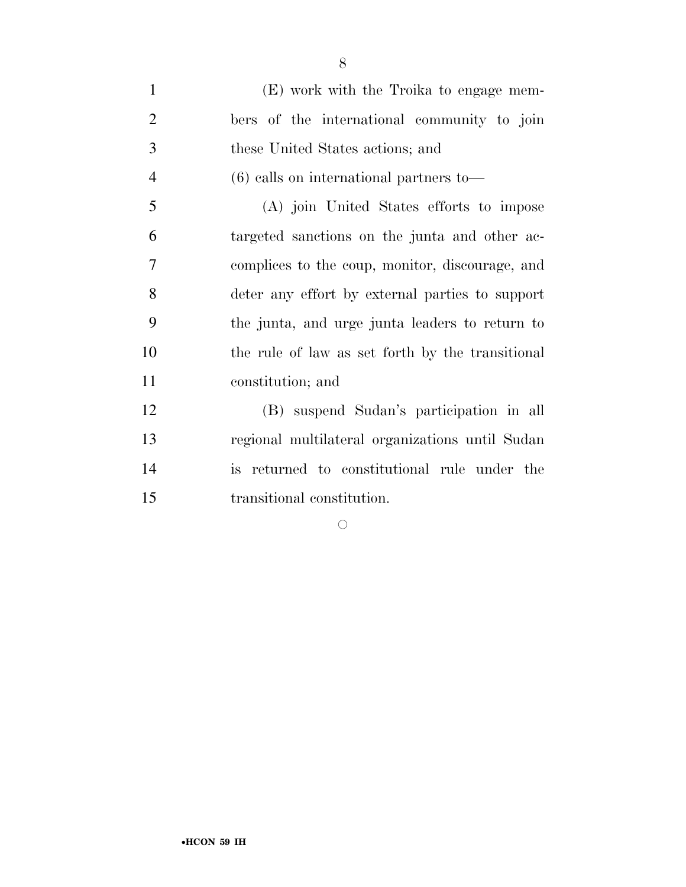(E) work with the Troika to engage members of the international community to join these United States actions; and

(6) calls on international partners to—

(A) join United States efforts to impose targeted sanctions on the junta and other accomplices to the coup, monitor, discourage, and deter any effort by external parties to support the junta, and urge junta leaders to return to the rule of law as set forth by the transitional constitution; and

(B) suspend Sudan's participation in all regional multilateral organizations until Sudan is returned to constitutional rule under the transitional constitution.

○